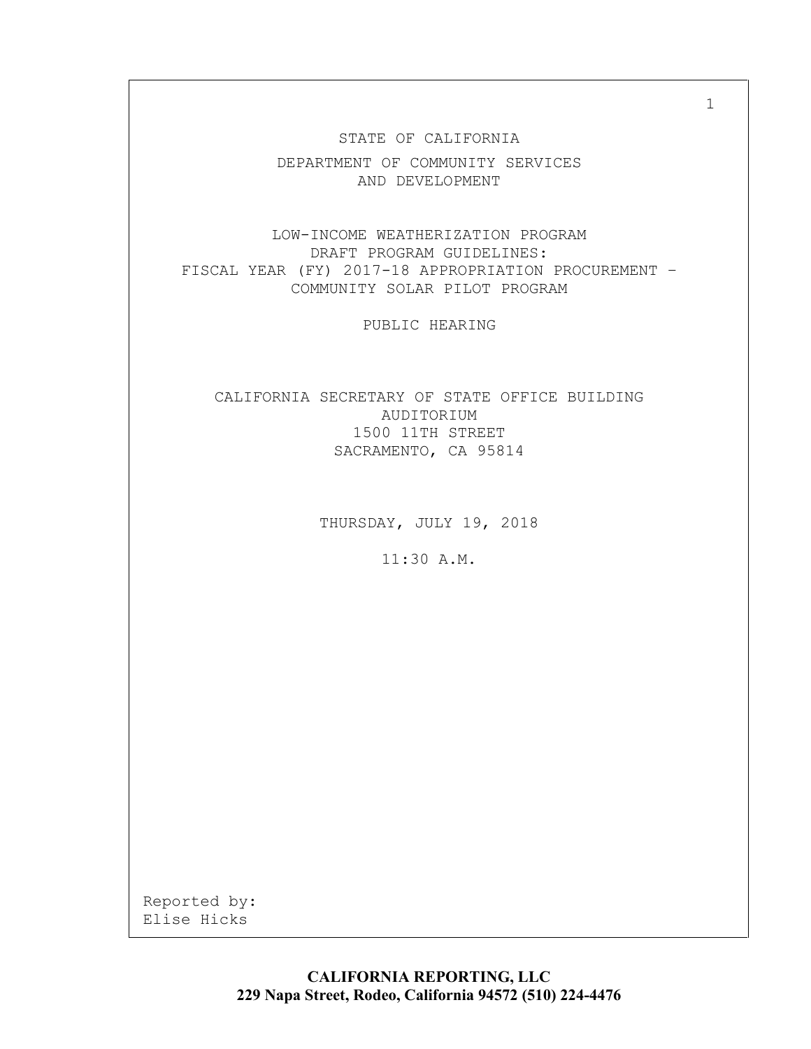STATE OF CALIFORNIA

DEPARTMENT OF COMMUNITY SERVICES
AND DEVELOPMENT

LOW-INCOME WEATHERIZATION PROGRAM
DRAFT PROGRAM GUIDELINES:
FISCAL YEAR (FY) 2017-18 APPROPRIATION PROCUREMENT –
COMMUNITY SOLAR PILOT PROGRAM

PUBLIC HEARING

CALIFORNIA SECRETARY OF STATE OFFICE BUILDING
AUDITORIUM
1500 11TH STREET
SACRAMENTO, CA 95814

THURSDAY, JULY 19, 2018

11:30 A.M.

Reported by:
Elise Hicks

**CALIFORNIA REPORTING, LLC**
**229 Napa Street, Rodeo, California 94572 (510) 224-4476**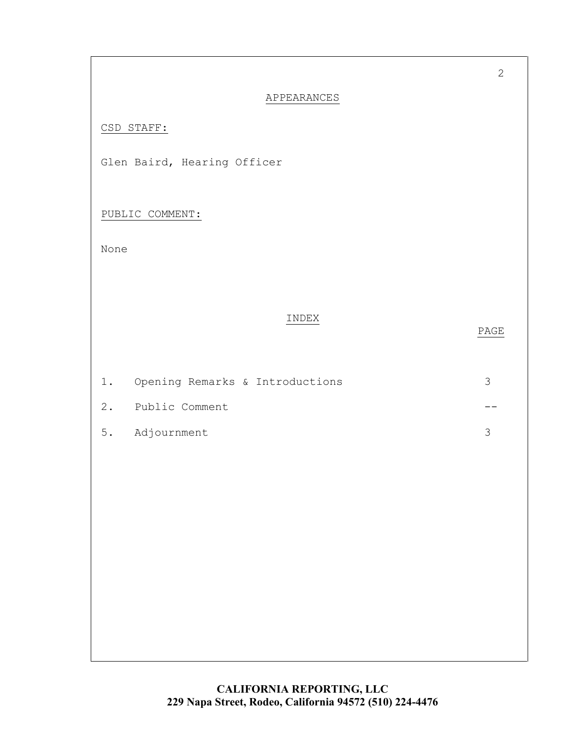## APPEARANCES

CSD STAFF:

Glen Baird, Hearing Officer

PUBLIC COMMENT:

None

## INDEX

| | | PAGE |
|---|---|---|
| 1. | Opening Remarks & Introductions | 3 |
| 2. | Public Comment | -- |
| 5. | Adjournment | 3 |

**CALIFORNIA REPORTING, LLC**
**229 Napa Street, Rodeo, California 94572 (510) 224-4476**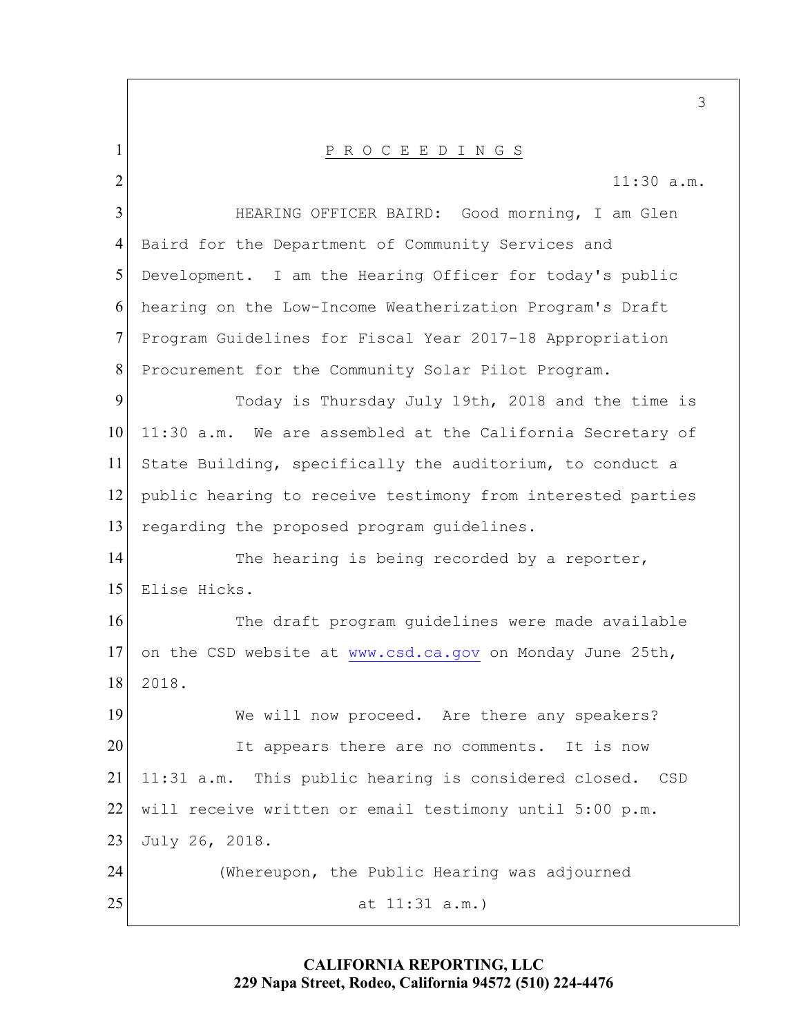# P R O C E E D I N G S

11:30 a.m.

HEARING OFFICER BAIRD: Good morning, I am Glen Baird for the Department of Community Services and Development. I am the Hearing Officer for today's public hearing on the Low-Income Weatherization Program's Draft Program Guidelines for Fiscal Year 2017-18 Appropriation Procurement for the Community Solar Pilot Program.

Today is Thursday July 19th, 2018 and the time is 11:30 a.m. We are assembled at the California Secretary of State Building, specifically the auditorium, to conduct a public hearing to receive testimony from interested parties regarding the proposed program guidelines.

The hearing is being recorded by a reporter, Elise Hicks.

The draft program guidelines were made available on the CSD website at www.csd.ca.gov on Monday June 25th, 2018.

We will now proceed. Are there any speakers?

It appears there are no comments. It is now 11:31 a.m. This public hearing is considered closed. CSD will receive written or email testimony until 5:00 p.m. July 26, 2018.

(Whereupon, the Public Hearing was adjourned at 11:31 a.m.)

**CALIFORNIA REPORTING, LLC**
**229 Napa Street, Rodeo, California 94572 (510) 224-4476**